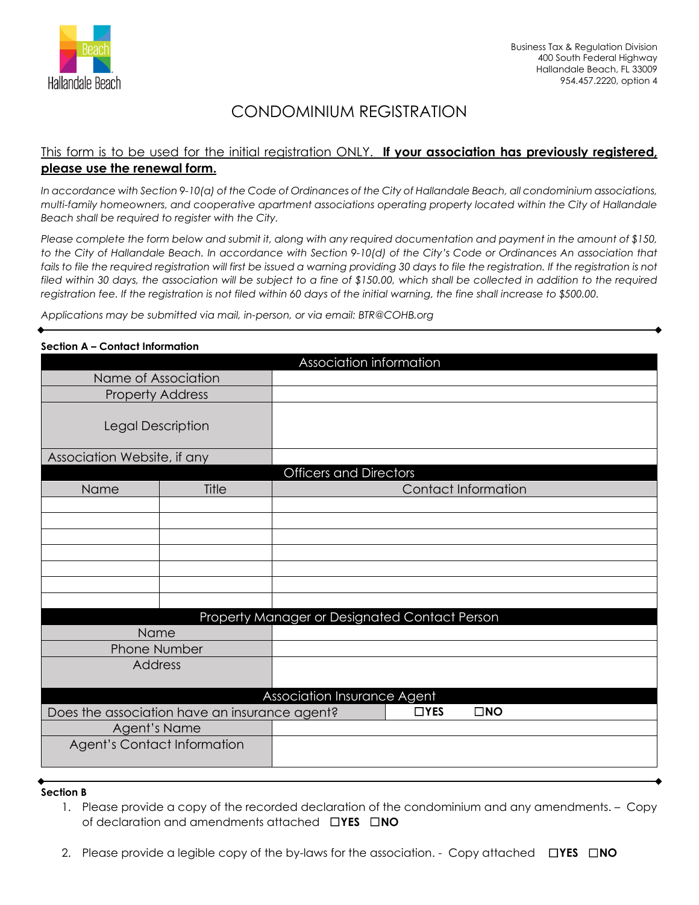Business Tax & Regulation Division
400 South Federal Highway
Hallandale Beach, FL 33009
954.457.2220, option 4

# CONDOMINIUM REGISTRATION

<u>This form is to be used for the initial registration ONLY.</u> **<u>If your association has previously registered, please use the renewal form.</u>**

*In accordance with Section 9-10(a) of the Code of Ordinances of the City of Hallandale Beach, all condominium associations, multi-family homeowners, and cooperative apartment associations operating property located within the City of Hallandale Beach shall be required to register with the City.*

*Please complete the form below and submit it, along with any required documentation and payment in the amount of $150, to the City of Hallandale Beach. In accordance with Section 9-10(d) of the City's Code or Ordinances An association that fails to file the required registration will first be issued a warning providing 30 days to file the registration. If the registration is not filed within 30 days, the association will be subject to a fine of $150.00, which shall be collected in addition to the required registration fee. If the registration is not filed within 60 days of the initial warning, the fine shall increase to $500.00.*

*Applications may be submitted via mail, in-person, or via email: BTR@COHB.org*

**Section A – Contact Information**

| Association information | |
|---|---|
| Name of Association | |
| Property Address | |
| Legal Description | |
| Association Website, if any | |

| Officers and Directors | | |
|---|---|---|
| Name | Title | Contact Information |
| | | |
| | | |
| | | |
| | | |
| | | |
| | | |
| | | |

| Property Manager or Designated Contact Person | |
|---|---|
| Name | |
| Phone Number | |
| Address | |

| Association Insurance Agent | |
|---|---|
| Does the association have an insurance agent? | ☐YES ☐NO |
| Agent's Name | |
| Agent's Contact Information | |

**Section B**

1. Please provide a copy of the recorded declaration of the condominium and any amendments. – Copy of declaration and amendments attached ☐**YES** ☐**NO**

2. Please provide a legible copy of the by-laws for the association. - Copy attached ☐**YES** ☐**NO**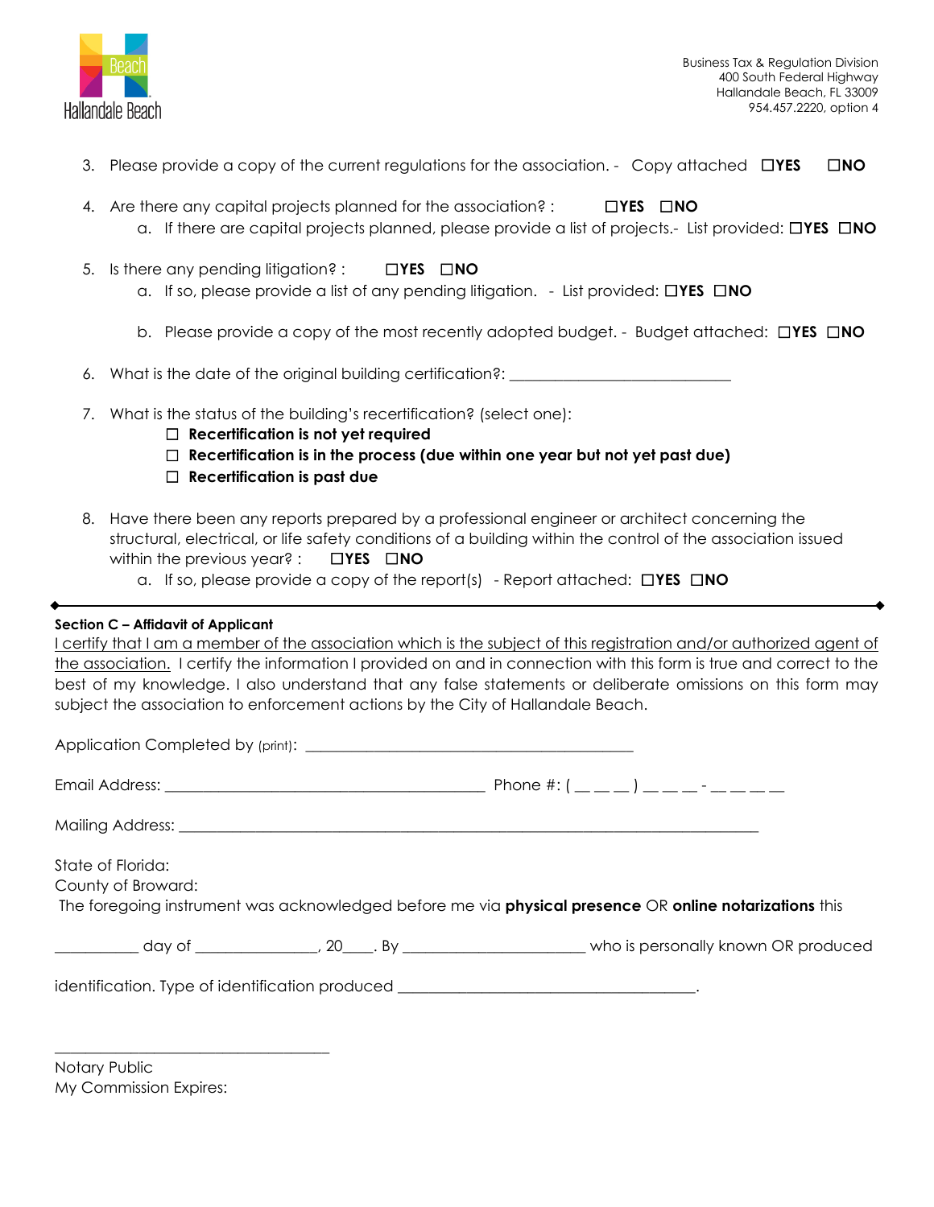Hallandale Beach

Business Tax & Regulation Division
400 South Federal Highway
Hallandale Beach, FL 33009
954.457.2220, option 4

3. Please provide a copy of the current regulations for the association. - Copy attached ☐**YES** ☐**NO**

4. Are there any capital projects planned for the association? : ☐**YES** ☐**NO**
   a. If there are capital projects planned, please provide a list of projects.- List provided: ☐**YES** ☐**NO**

5. Is there any pending litigation? : ☐**YES** ☐**NO**
   a. If so, please provide a list of any pending litigation. - List provided: ☐**YES** ☐**NO**

   b. Please provide a copy of the most recently adopted budget. - Budget attached: ☐**YES** ☐**NO**

6. What is the date of the original building certification?: ____________________________

7. What is the status of the building's recertification? (select one):
   - ☐ **Recertification is not yet required**
   - ☐ **Recertification is in the process (due within one year but not yet past due)**
   - ☐ **Recertification is past due**

8. Have there been any reports prepared by a professional engineer or architect concerning the structural, electrical, or life safety conditions of a building within the control of the association issued within the previous year? : ☐**YES** ☐**NO**
   a. If so, please provide a copy of the report(s) - Report attached: ☐**YES** ☐**NO**

---

**Section C – Affidavit of Applicant**

<u>I certify that I am a member of the association which is the subject of this registration and/or authorized agent of the association.</u> I certify the information I provided on and in connection with this form is true and correct to the best of my knowledge. I also understand that any false statements or deliberate omissions on this form may subject the association to enforcement actions by the City of Hallandale Beach.

Application Completed by (print): ____________________________________________

Email Address: ____________________________________________ Phone #: ( _ _ _ ) _ _ _ - _ _ _ _

Mailing Address: ______________________________________________________________________________

State of Florida:
County of Broward:
The foregoing instrument was acknowledged before me via **physical presence** OR **online notarizations** this

___________ day of ________________, 20____. By ________________________ who is personally known OR produced

identification. Type of identification produced ________________________________________.

____________________________________
Notary Public
My Commission Expires: